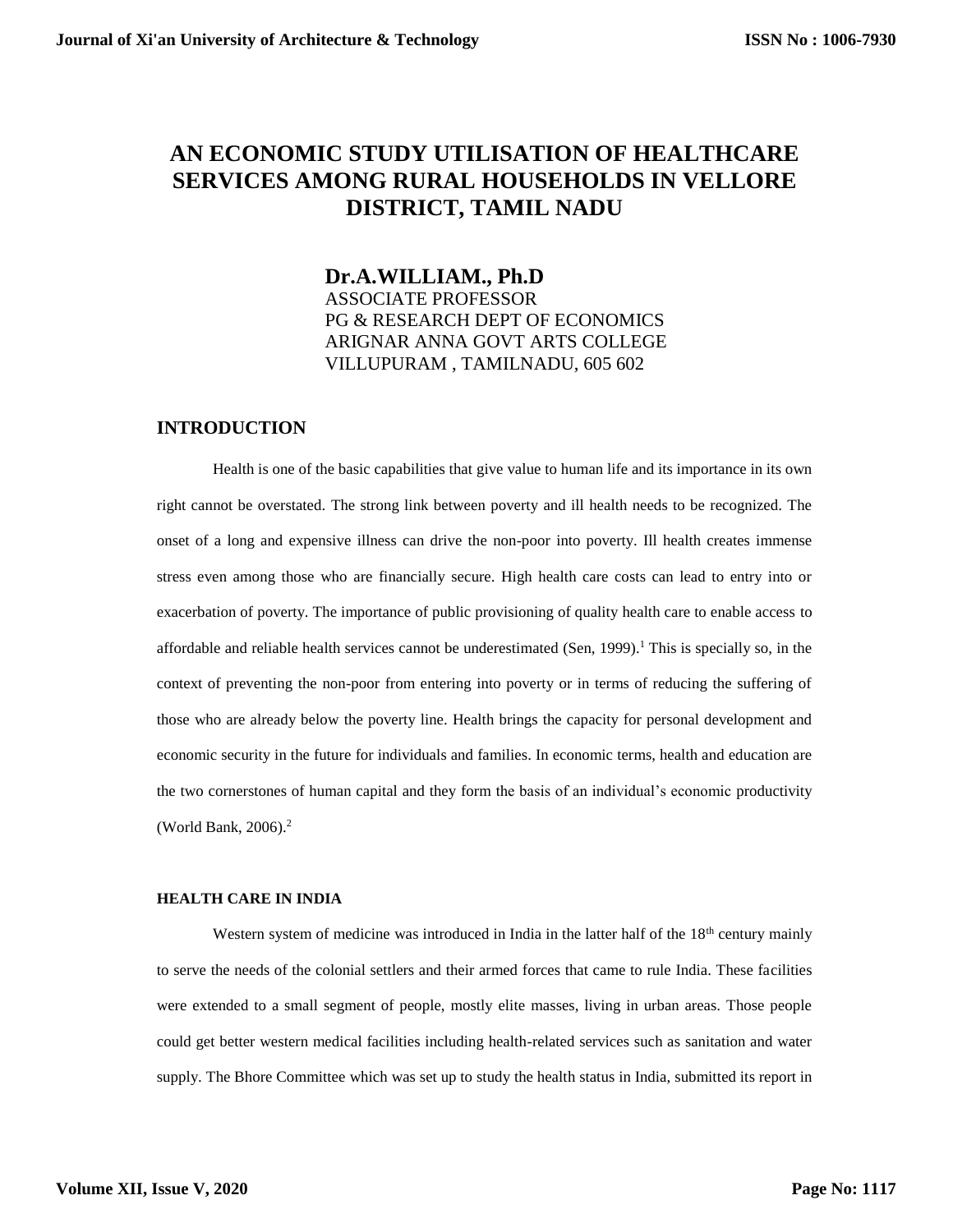# AN ECONOMIC STUDY UTILISATION OF HEALTHCARE SERVICES AMONG RURAL HOUSEHOLDS IN VELLORE DISTRICT, TAMIL NADU

**Dr.A.WILLIAM., Ph.D**
ASSOCIATE PROFESSOR
PG & RESEARCH DEPT OF ECONOMICS
ARIGNAR ANNA GOVT ARTS COLLEGE
VILLUPURAM , TAMILNADU, 605 602

## INTRODUCTION

Health is one of the basic capabilities that give value to human life and its importance in its own right cannot be overstated. The strong link between poverty and ill health needs to be recognized. The onset of a long and expensive illness can drive the non-poor into poverty. Ill health creates immense stress even among those who are financially secure. High health care costs can lead to entry into or exacerbation of poverty. The importance of public provisioning of quality health care to enable access to affordable and reliable health services cannot be underestimated (Sen, 1999).[1] This is specially so, in the context of preventing the non-poor from entering into poverty or in terms of reducing the suffering of those who are already below the poverty line. Health brings the capacity for personal development and economic security in the future for individuals and families. In economic terms, health and education are the two cornerstones of human capital and they form the basis of an individual's economic productivity (World Bank, 2006).[2]

### HEALTH CARE IN INDIA

Western system of medicine was introduced in India in the latter half of the 18th century mainly to serve the needs of the colonial settlers and their armed forces that came to rule India. These facilities were extended to a small segment of people, mostly elite masses, living in urban areas. Those people could get better western medical facilities including health-related services such as sanitation and water supply. The Bhore Committee which was set up to study the health status in India, submitted its report in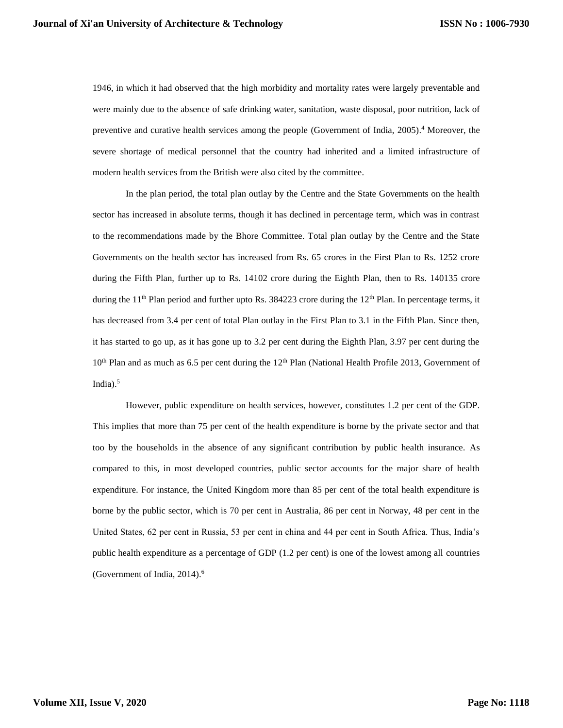1946, in which it had observed that the high morbidity and mortality rates were largely preventable and were mainly due to the absence of safe drinking water, sanitation, waste disposal, poor nutrition, lack of preventive and curative health services among the people (Government of India, 2005).[4] Moreover, the severe shortage of medical personnel that the country had inherited and a limited infrastructure of modern health services from the British were also cited by the committee.

In the plan period, the total plan outlay by the Centre and the State Governments on the health sector has increased in absolute terms, though it has declined in percentage term, which was in contrast to the recommendations made by the Bhore Committee. Total plan outlay by the Centre and the State Governments on the health sector has increased from Rs. 65 crores in the First Plan to Rs. 1252 crore during the Fifth Plan, further up to Rs. 14102 crore during the Eighth Plan, then to Rs. 140135 crore during the 11th Plan period and further upto Rs. 384223 crore during the 12th Plan. In percentage terms, it has decreased from 3.4 per cent of total Plan outlay in the First Plan to 3.1 in the Fifth Plan. Since then, it has started to go up, as it has gone up to 3.2 per cent during the Eighth Plan, 3.97 per cent during the 10th Plan and as much as 6.5 per cent during the 12th Plan (National Health Profile 2013, Government of India).[5]

However, public expenditure on health services, however, constitutes 1.2 per cent of the GDP. This implies that more than 75 per cent of the health expenditure is borne by the private sector and that too by the households in the absence of any significant contribution by public health insurance. As compared to this, in most developed countries, public sector accounts for the major share of health expenditure. For instance, the United Kingdom more than 85 per cent of the total health expenditure is borne by the public sector, which is 70 per cent in Australia, 86 per cent in Norway, 48 per cent in the United States, 62 per cent in Russia, 53 per cent in china and 44 per cent in South Africa. Thus, India's public health expenditure as a percentage of GDP (1.2 per cent) is one of the lowest among all countries (Government of India, 2014).[6]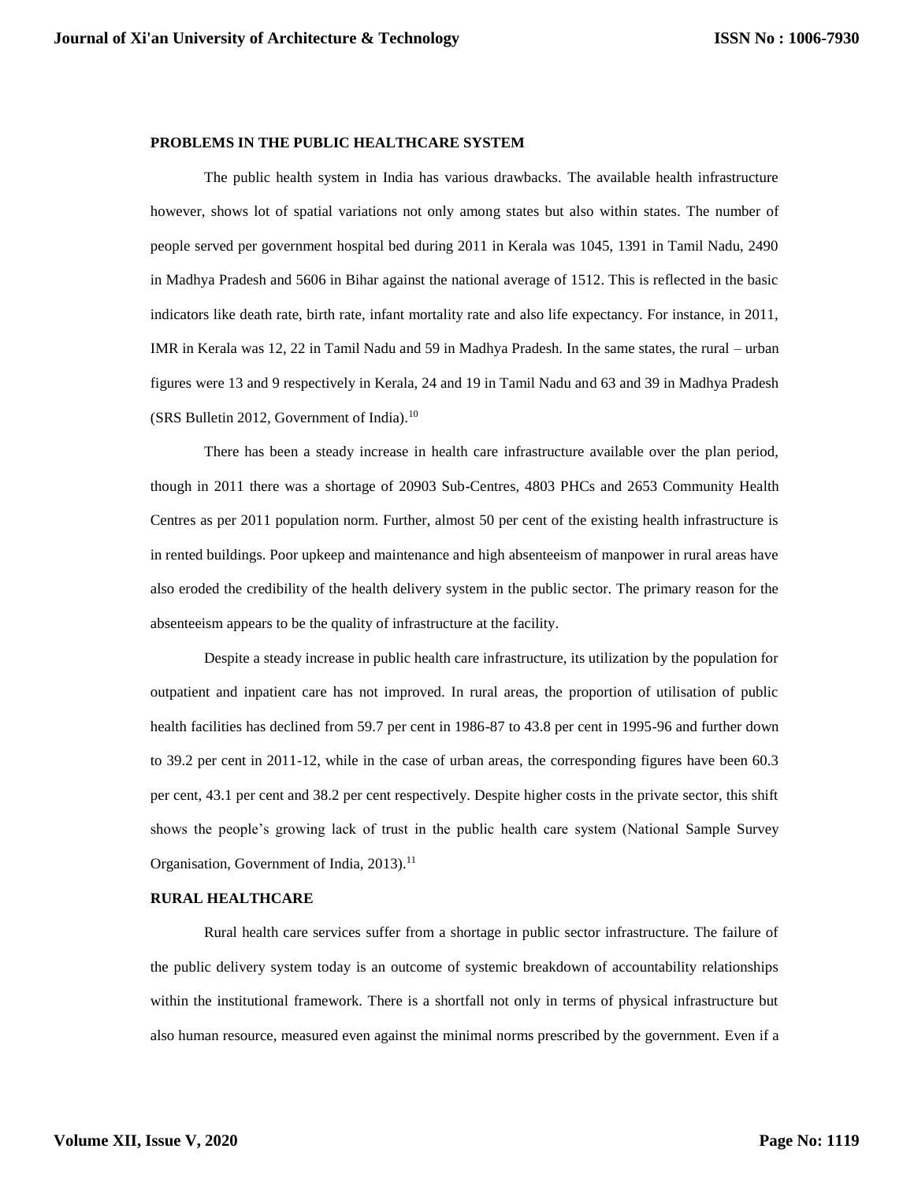## PROBLEMS IN THE PUBLIC HEALTHCARE SYSTEM

The public health system in India has various drawbacks. The available health infrastructure however, shows lot of spatial variations not only among states but also within states. The number of people served per government hospital bed during 2011 in Kerala was 1045, 1391 in Tamil Nadu, 2490 in Madhya Pradesh and 5606 in Bihar against the national average of 1512. This is reflected in the basic indicators like death rate, birth rate, infant mortality rate and also life expectancy. For instance, in 2011, IMR in Kerala was 12, 22 in Tamil Nadu and 59 in Madhya Pradesh. In the same states, the rural – urban figures were 13 and 9 respectively in Kerala, 24 and 19 in Tamil Nadu and 63 and 39 in Madhya Pradesh (SRS Bulletin 2012, Government of India).[10]

There has been a steady increase in health care infrastructure available over the plan period, though in 2011 there was a shortage of 20903 Sub-Centres, 4803 PHCs and 2653 Community Health Centres as per 2011 population norm. Further, almost 50 per cent of the existing health infrastructure is in rented buildings. Poor upkeep and maintenance and high absenteeism of manpower in rural areas have also eroded the credibility of the health delivery system in the public sector. The primary reason for the absenteeism appears to be the quality of infrastructure at the facility.

Despite a steady increase in public health care infrastructure, its utilization by the population for outpatient and inpatient care has not improved. In rural areas, the proportion of utilisation of public health facilities has declined from 59.7 per cent in 1986-87 to 43.8 per cent in 1995-96 and further down to 39.2 per cent in 2011-12, while in the case of urban areas, the corresponding figures have been 60.3 per cent, 43.1 per cent and 38.2 per cent respectively. Despite higher costs in the private sector, this shift shows the people's growing lack of trust in the public health care system (National Sample Survey Organisation, Government of India, 2013).[11]

## RURAL HEALTHCARE

Rural health care services suffer from a shortage in public sector infrastructure. The failure of the public delivery system today is an outcome of systemic breakdown of accountability relationships within the institutional framework. There is a shortfall not only in terms of physical infrastructure but also human resource, measured even against the minimal norms prescribed by the government. Even if a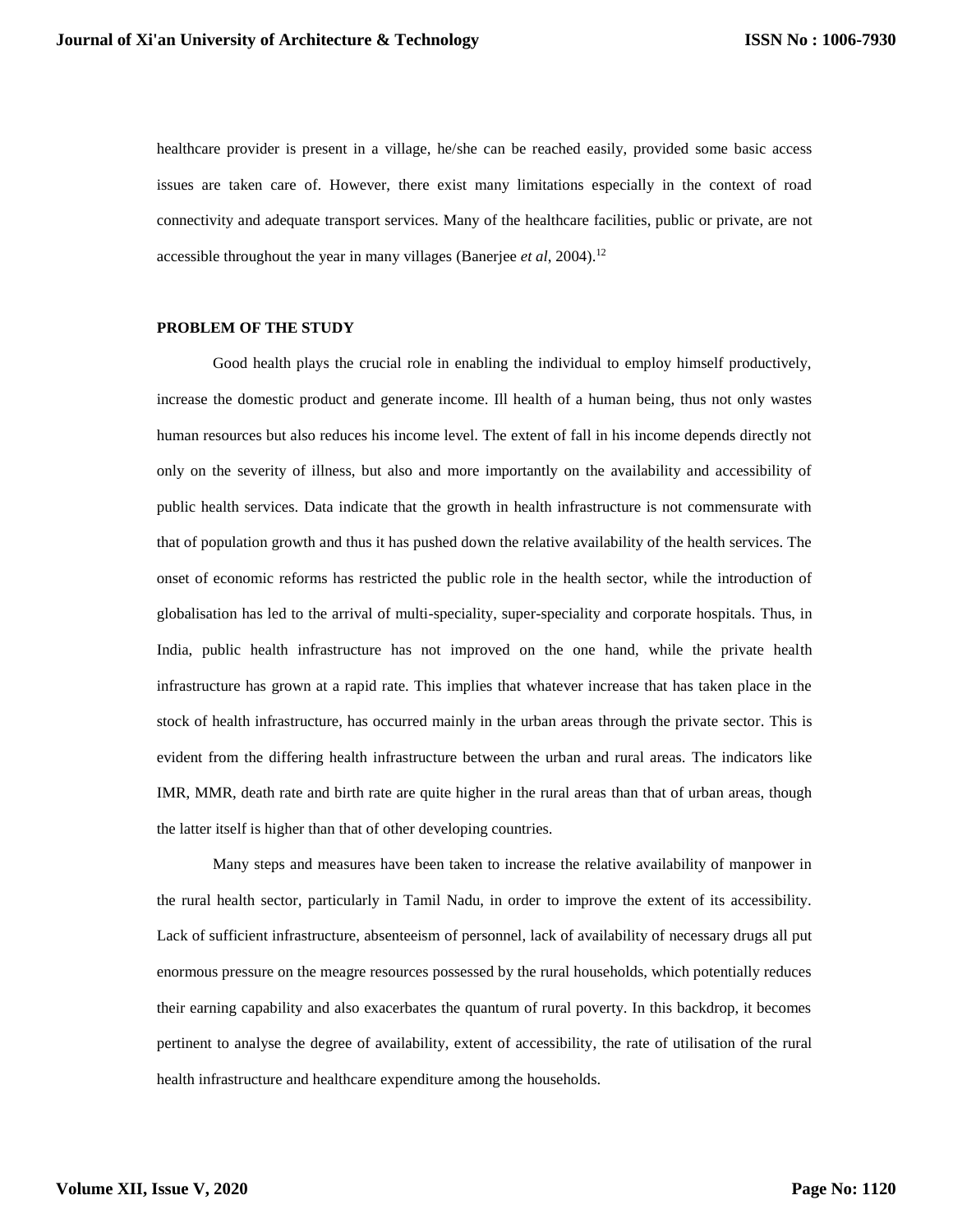healthcare provider is present in a village, he/she can be reached easily, provided some basic access issues are taken care of. However, there exist many limitations especially in the context of road connectivity and adequate transport services. Many of the healthcare facilities, public or private, are not accessible throughout the year in many villages (Banerjee *et al*, 2004).[12]

## PROBLEM OF THE STUDY

Good health plays the crucial role in enabling the individual to employ himself productively, increase the domestic product and generate income. Ill health of a human being, thus not only wastes human resources but also reduces his income level. The extent of fall in his income depends directly not only on the severity of illness, but also and more importantly on the availability and accessibility of public health services. Data indicate that the growth in health infrastructure is not commensurate with that of population growth and thus it has pushed down the relative availability of the health services. The onset of economic reforms has restricted the public role in the health sector, while the introduction of globalisation has led to the arrival of multi-speciality, super-speciality and corporate hospitals. Thus, in India, public health infrastructure has not improved on the one hand, while the private health infrastructure has grown at a rapid rate. This implies that whatever increase that has taken place in the stock of health infrastructure, has occurred mainly in the urban areas through the private sector. This is evident from the differing health infrastructure between the urban and rural areas. The indicators like IMR, MMR, death rate and birth rate are quite higher in the rural areas than that of urban areas, though the latter itself is higher than that of other developing countries.

Many steps and measures have been taken to increase the relative availability of manpower in the rural health sector, particularly in Tamil Nadu, in order to improve the extent of its accessibility. Lack of sufficient infrastructure, absenteeism of personnel, lack of availability of necessary drugs all put enormous pressure on the meagre resources possessed by the rural households, which potentially reduces their earning capability and also exacerbates the quantum of rural poverty. In this backdrop, it becomes pertinent to analyse the degree of availability, extent of accessibility, the rate of utilisation of the rural health infrastructure and healthcare expenditure among the households.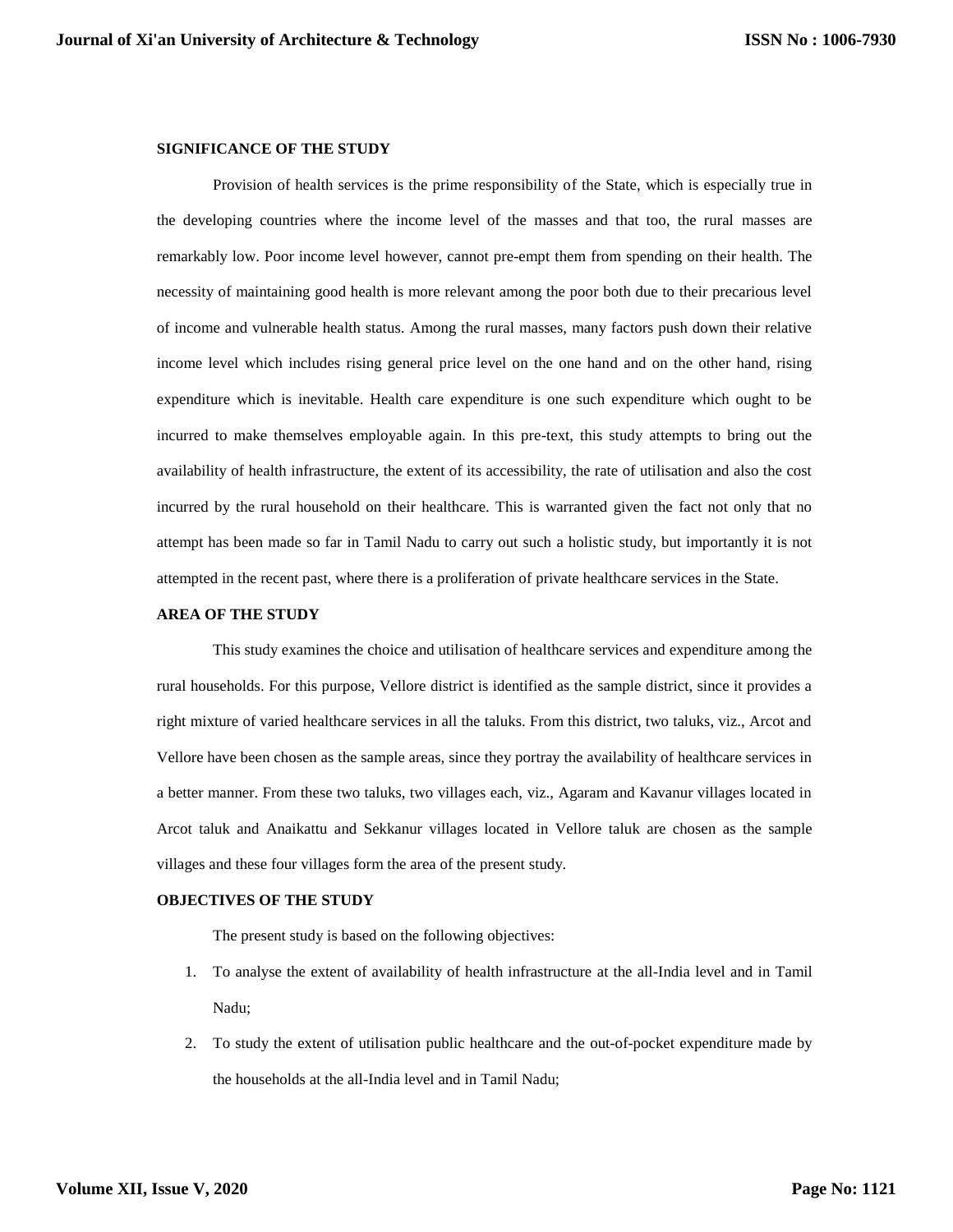## SIGNIFICANCE OF THE STUDY

Provision of health services is the prime responsibility of the State, which is especially true in the developing countries where the income level of the masses and that too, the rural masses are remarkably low. Poor income level however, cannot pre-empt them from spending on their health. The necessity of maintaining good health is more relevant among the poor both due to their precarious level of income and vulnerable health status. Among the rural masses, many factors push down their relative income level which includes rising general price level on the one hand and on the other hand, rising expenditure which is inevitable. Health care expenditure is one such expenditure which ought to be incurred to make themselves employable again. In this pre-text, this study attempts to bring out the availability of health infrastructure, the extent of its accessibility, the rate of utilisation and also the cost incurred by the rural household on their healthcare. This is warranted given the fact not only that no attempt has been made so far in Tamil Nadu to carry out such a holistic study, but importantly it is not attempted in the recent past, where there is a proliferation of private healthcare services in the State.

## AREA OF THE STUDY

This study examines the choice and utilisation of healthcare services and expenditure among the rural households. For this purpose, Vellore district is identified as the sample district, since it provides a right mixture of varied healthcare services in all the taluks. From this district, two taluks, viz., Arcot and Vellore have been chosen as the sample areas, since they portray the availability of healthcare services in a better manner. From these two taluks, two villages each, viz., Agaram and Kavanur villages located in Arcot taluk and Anaikattu and Sekkanur villages located in Vellore taluk are chosen as the sample villages and these four villages form the area of the present study.

## OBJECTIVES OF THE STUDY

The present study is based on the following objectives:

1. To analyse the extent of availability of health infrastructure at the all-India level and in Tamil Nadu;
2. To study the extent of utilisation public healthcare and the out-of-pocket expenditure made by the households at the all-India level and in Tamil Nadu;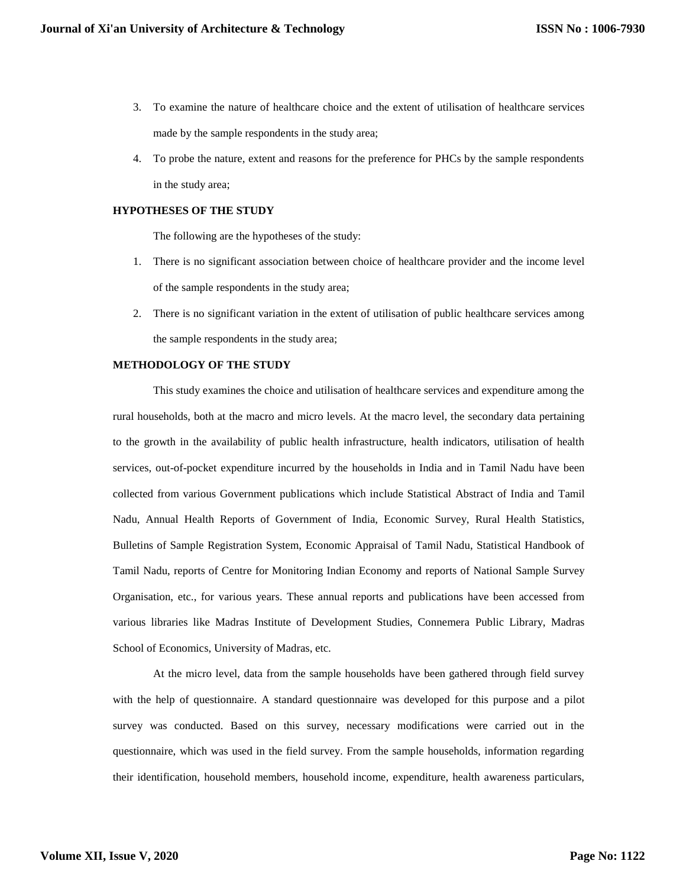3. To examine the nature of healthcare choice and the extent of utilisation of healthcare services made by the sample respondents in the study area;
4. To probe the nature, extent and reasons for the preference for PHCs by the sample respondents in the study area;

## HYPOTHESES OF THE STUDY

The following are the hypotheses of the study:

1. There is no significant association between choice of healthcare provider and the income level of the sample respondents in the study area;
2. There is no significant variation in the extent of utilisation of public healthcare services among the sample respondents in the study area;

## METHODOLOGY OF THE STUDY

This study examines the choice and utilisation of healthcare services and expenditure among the rural households, both at the macro and micro levels. At the macro level, the secondary data pertaining to the growth in the availability of public health infrastructure, health indicators, utilisation of health services, out-of-pocket expenditure incurred by the households in India and in Tamil Nadu have been collected from various Government publications which include Statistical Abstract of India and Tamil Nadu, Annual Health Reports of Government of India, Economic Survey, Rural Health Statistics, Bulletins of Sample Registration System, Economic Appraisal of Tamil Nadu, Statistical Handbook of Tamil Nadu, reports of Centre for Monitoring Indian Economy and reports of National Sample Survey Organisation, etc., for various years. These annual reports and publications have been accessed from various libraries like Madras Institute of Development Studies, Connemera Public Library, Madras School of Economics, University of Madras, etc.

At the micro level, data from the sample households have been gathered through field survey with the help of questionnaire. A standard questionnaire was developed for this purpose and a pilot survey was conducted. Based on this survey, necessary modifications were carried out in the questionnaire, which was used in the field survey. From the sample households, information regarding their identification, household members, household income, expenditure, health awareness particulars,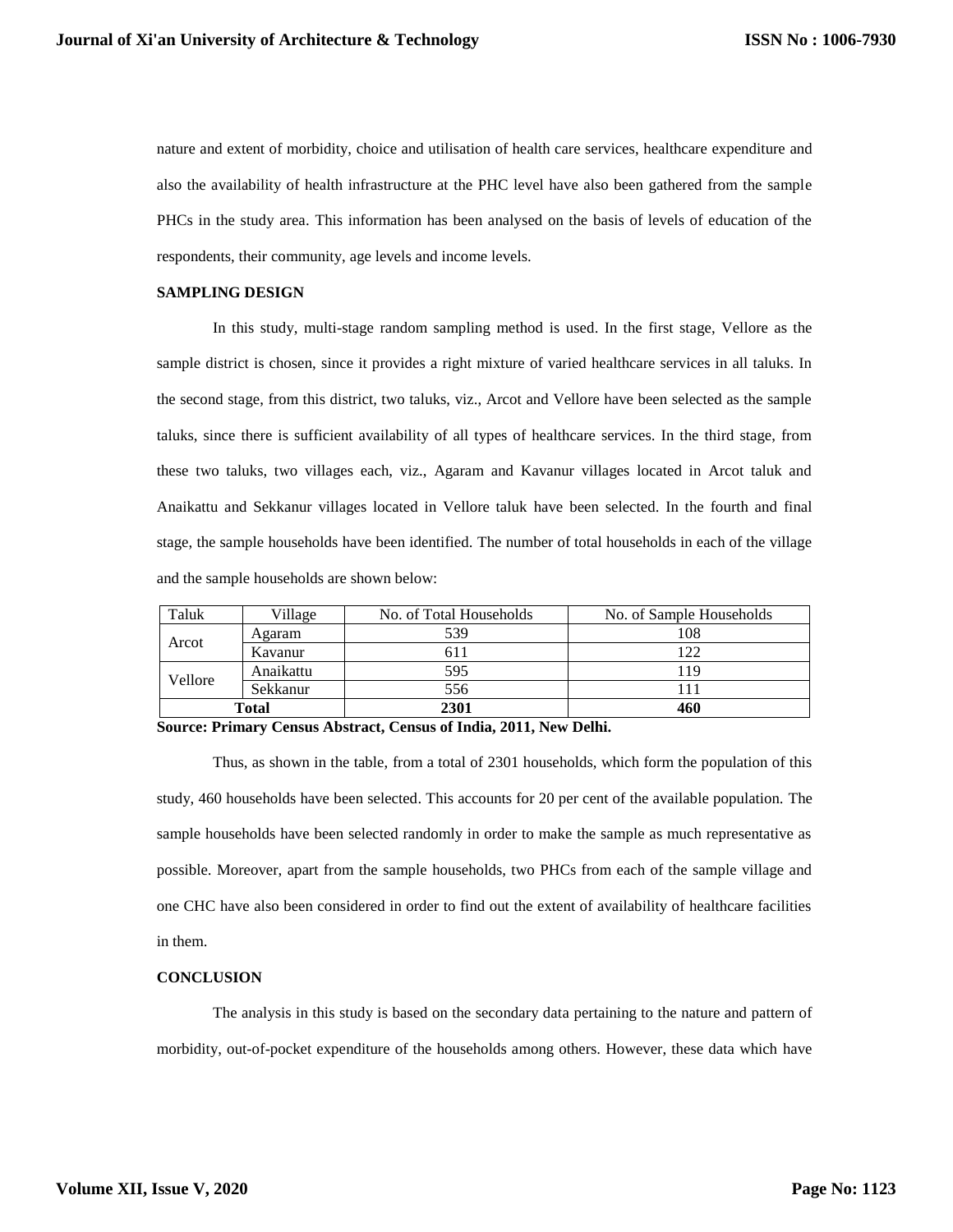nature and extent of morbidity, choice and utilisation of health care services, healthcare expenditure and also the availability of health infrastructure at the PHC level have also been gathered from the sample PHCs in the study area. This information has been analysed on the basis of levels of education of the respondents, their community, age levels and income levels.

**SAMPLING DESIGN**

In this study, multi-stage random sampling method is used. In the first stage, Vellore as the sample district is chosen, since it provides a right mixture of varied healthcare services in all taluks. In the second stage, from this district, two taluks, viz., Arcot and Vellore have been selected as the sample taluks, since there is sufficient availability of all types of healthcare services. In the third stage, from these two taluks, two villages each, viz., Agaram and Kavanur villages located in Arcot taluk and Anaikattu and Sekkanur villages located in Vellore taluk have been selected. In the fourth and final stage, the sample households have been identified. The number of total households in each of the village and the sample households are shown below:

| Taluk | Village | No. of Total Households | No. of Sample Households |
|---|---|---|---|
| Arcot | Agaram | 539 | 108 |
| | Kavanur | 611 | 122 |
| Vellore | Anaikattu | 595 | 119 |
| | Sekkanur | 556 | 111 |
| **Total** | | **2301** | **460** |

**Source: Primary Census Abstract, Census of India, 2011, New Delhi.**

Thus, as shown in the table, from a total of 2301 households, which form the population of this study, 460 households have been selected. This accounts for 20 per cent of the available population. The sample households have been selected randomly in order to make the sample as much representative as possible. Moreover, apart from the sample households, two PHCs from each of the sample village and one CHC have also been considered in order to find out the extent of availability of healthcare facilities in them.

**CONCLUSION**

The analysis in this study is based on the secondary data pertaining to the nature and pattern of morbidity, out-of-pocket expenditure of the households among others. However, these data which have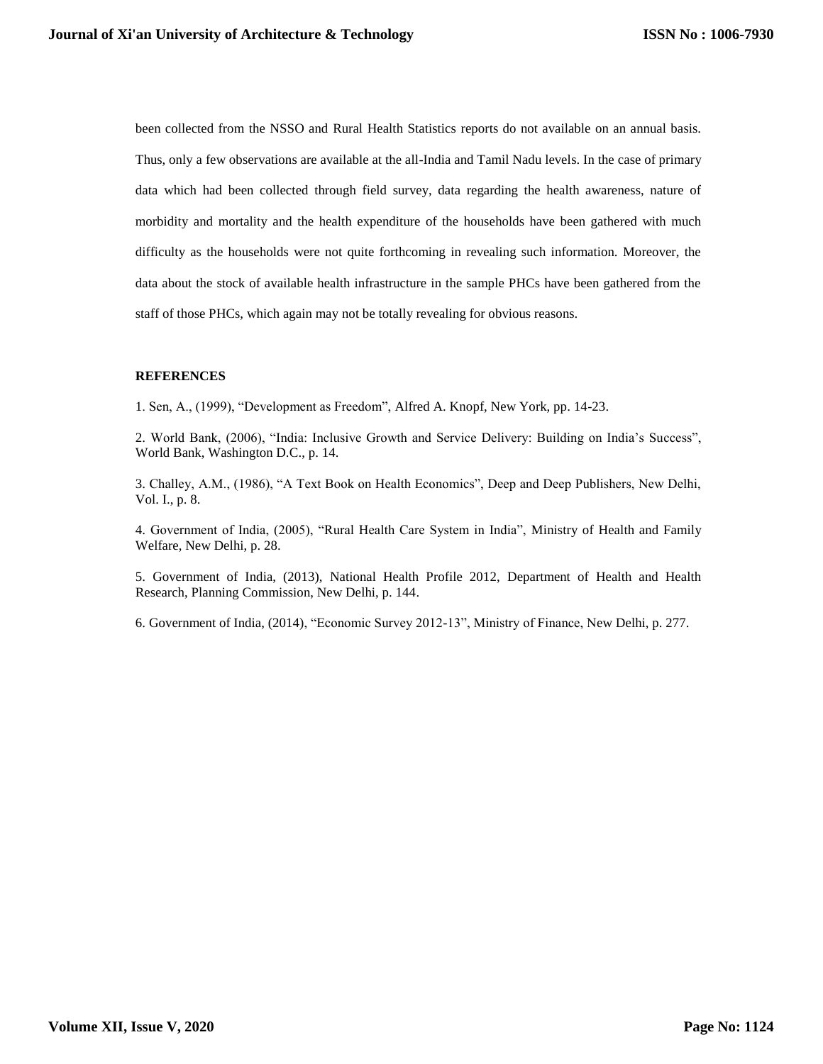been collected from the NSSO and Rural Health Statistics reports do not available on an annual basis. Thus, only a few observations are available at the all-India and Tamil Nadu levels. In the case of primary data which had been collected through field survey, data regarding the health awareness, nature of morbidity and mortality and the health expenditure of the households have been gathered with much difficulty as the households were not quite forthcoming in revealing such information. Moreover, the data about the stock of available health infrastructure in the sample PHCs have been gathered from the staff of those PHCs, which again may not be totally revealing for obvious reasons.

## REFERENCES

1. Sen, A., (1999), "Development as Freedom", Alfred A. Knopf, New York, pp. 14-23.

2. World Bank, (2006), "India: Inclusive Growth and Service Delivery: Building on India's Success", World Bank, Washington D.C., p. 14.

3. Challey, A.M., (1986), "A Text Book on Health Economics", Deep and Deep Publishers, New Delhi, Vol. I., p. 8.

4. Government of India, (2005), "Rural Health Care System in India", Ministry of Health and Family Welfare, New Delhi, p. 28.

5. Government of India, (2013), National Health Profile 2012, Department of Health and Health Research, Planning Commission, New Delhi, p. 144.

6. Government of India, (2014), "Economic Survey 2012-13", Ministry of Finance, New Delhi, p. 277.